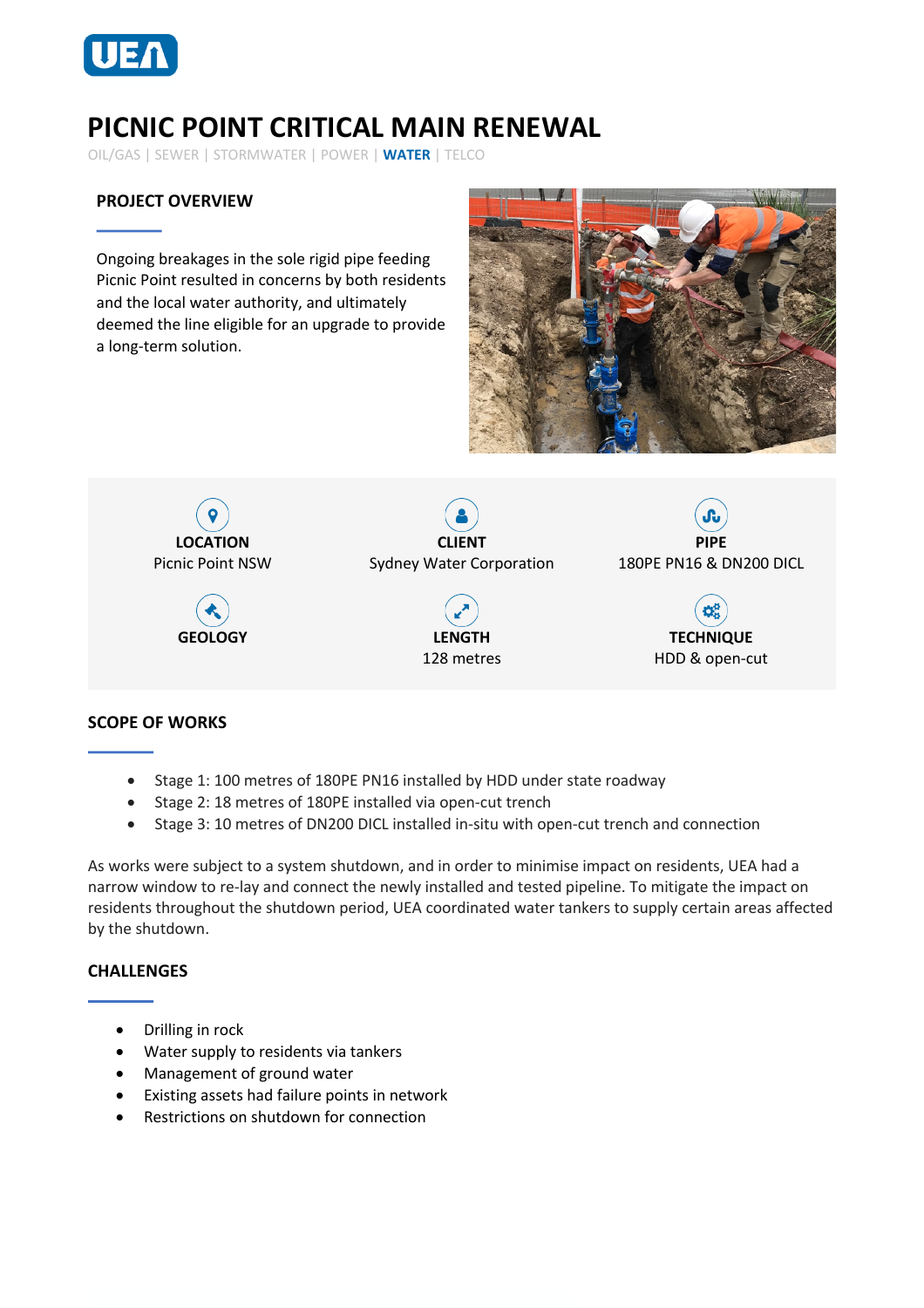UEA

# PICNIC POINT CRITICAL MAIN RENEWAL

OIL/GAS | SEWER | STORMWATER | POWER | **WATER** | TELCO

## PROJECT OVERVIEW

Ongoing breakages in the sole rigid pipe feeding Picnic Point resulted in concerns by both residents and the local water authority, and ultimately deemed the line eligible for an upgrade to provide a long-term solution.

**LOCATION**
Picnic Point NSW

**CLIENT**
Sydney Water Corporation

**PIPE**
180PE PN16 & DN200 DICL

**GEOLOGY**

**LENGTH**
128 metres

**TECHNIQUE**
HDD & open-cut

## SCOPE OF WORKS

- Stage 1: 100 metres of 180PE PN16 installed by HDD under state roadway
- Stage 2: 18 metres of 180PE installed via open-cut trench
- Stage 3: 10 metres of DN200 DICL installed in-situ with open-cut trench and connection

As works were subject to a system shutdown, and in order to minimise impact on residents, UEA had a narrow window to re-lay and connect the newly installed and tested pipeline. To mitigate the impact on residents throughout the shutdown period, UEA coordinated water tankers to supply certain areas affected by the shutdown.

## CHALLENGES

- Drilling in rock
- Water supply to residents via tankers
- Management of ground water
- Existing assets had failure points in network
- Restrictions on shutdown for connection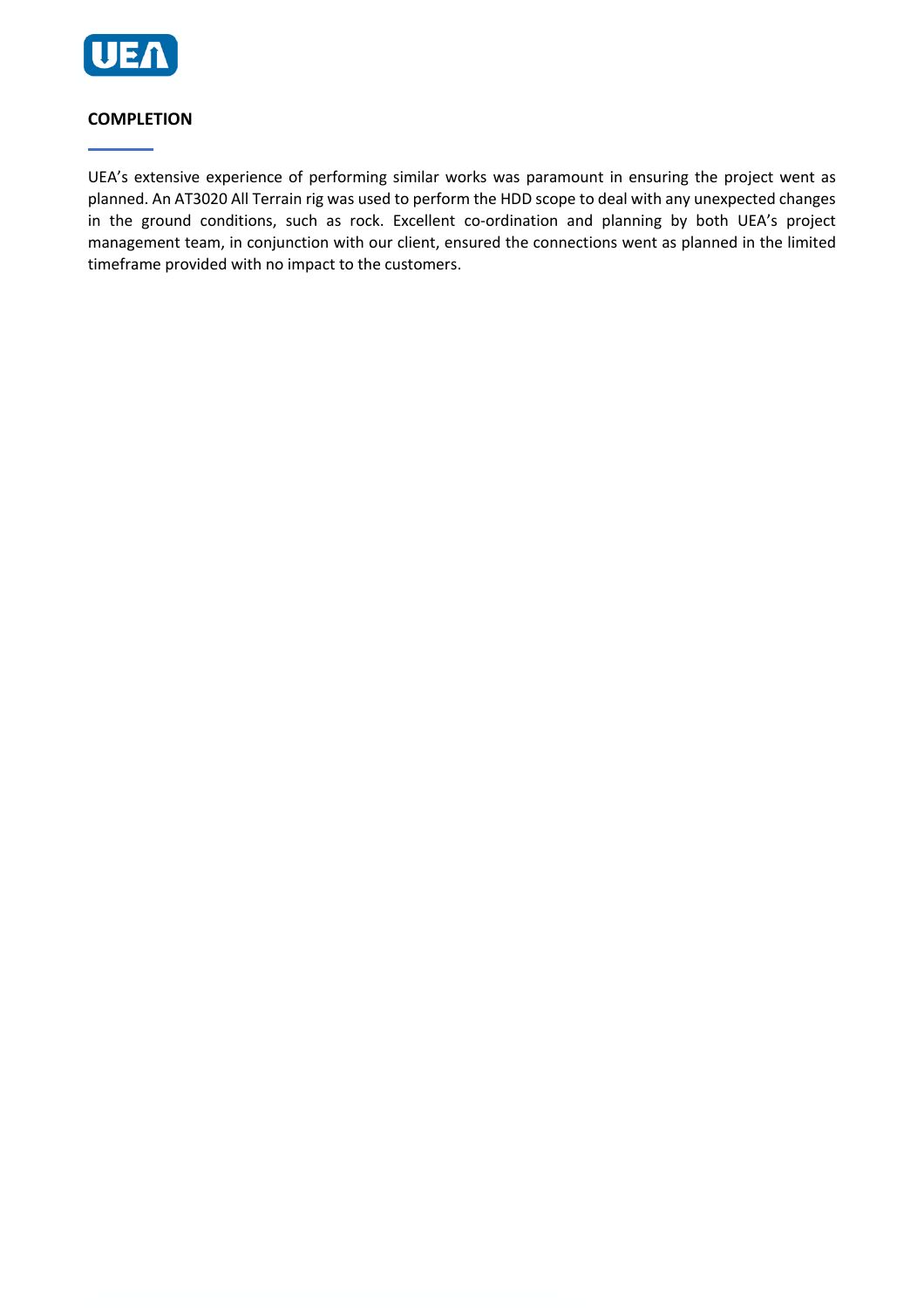## COMPLETION

UEA's extensive experience of performing similar works was paramount in ensuring the project went as planned. An AT3020 All Terrain rig was used to perform the HDD scope to deal with any unexpected changes in the ground conditions, such as rock. Excellent co-ordination and planning by both UEA's project management team, in conjunction with our client, ensured the connections went as planned in the limited timeframe provided with no impact to the customers.